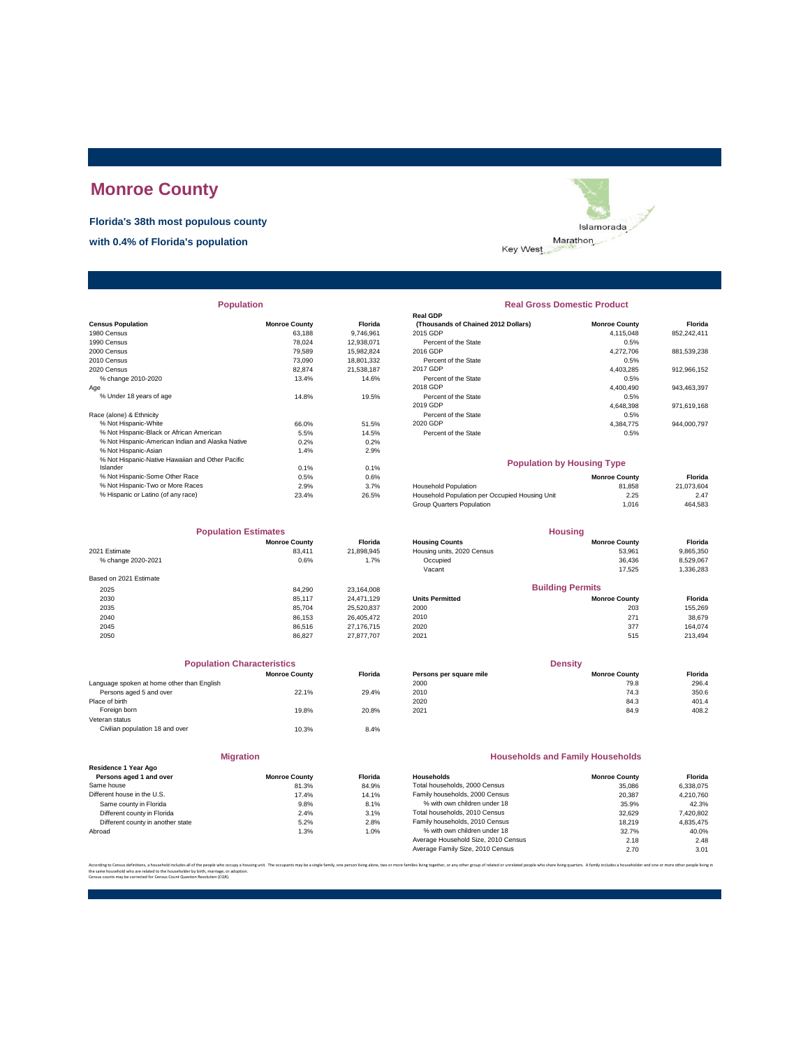# Monroe County

**Florida's 38th most populous county**

**with 0.4% of Florida's population**

Islamorada
Marathon
Key West

## Population

| Census Population | Monroe County | Florida |
|---|---|---|
| 1980 Census | 63,188 | 9,746,961 |
| 1990 Census | 78,024 | 12,938,071 |
| 2000 Census | 79,589 | 15,982,824 |
| 2010 Census | 73,090 | 18,801,332 |
| 2020 Census | 82,874 | 21,538,187 |
| % change 2010-2020 | 13.4% | 14.6% |
| Age | | |
| % Under 18 years of age | 14.8% | 19.5% |
| Race (alone) & Ethnicity | | |
| % Not Hispanic-White | 66.0% | 51.5% |
| % Not Hispanic-Black or African American | 5.5% | 14.5% |
| % Not Hispanic-American Indian and Alaska Native | 0.2% | 0.2% |
| % Not Hispanic-Asian | 1.4% | 2.9% |
| % Not Hispanic-Native Hawaiian and Other Pacific Islander | 0.1% | 0.1% |
| % Not Hispanic-Some Other Race | 0.5% | 0.6% |
| % Not Hispanic-Two or More Races | 2.9% | 3.7% |
| % Hispanic or Latino (of any race) | 23.4% | 26.5% |

## Real Gross Domestic Product

| Real GDP (Thousands of Chained 2012 Dollars) | Monroe County | Florida |
|---|---|---|
| 2015 GDP | 4,115,048 | 852,242,411 |
| Percent of the State | 0.5% | |
| 2016 GDP | 4,272,706 | 881,539,238 |
| Percent of the State | 0.5% | |
| 2017 GDP | 4,403,285 | 912,966,152 |
| Percent of the State | 0.5% | |
| 2018 GDP | 4,400,490 | 943,463,397 |
| Percent of the State | 0.5% | |
| 2019 GDP | 4,648,398 | 971,619,168 |
| Percent of the State | 0.5% | |
| 2020 GDP | 4,384,775 | 944,000,797 |
| Percent of the State | 0.5% | |

## Population by Housing Type

| | Monroe County | Florida |
|---|---|---|
| Household Population | 81,858 | 21,073,604 |
| Household Population per Occupied Housing Unit | 2.25 | 2.47 |
| Group Quarters Population | 1,016 | 464,583 |

## Population Estimates

| | Monroe County | Florida |
|---|---|---|
| 2021 Estimate | 83,411 | 21,898,945 |
| % change 2020-2021 | 0.6% | 1.7% |
| Based on 2021 Estimate | | |
| 2025 | 84,290 | 23,164,008 |
| 2030 | 85,117 | 24,471,129 |
| 2035 | 85,704 | 25,520,837 |
| 2040 | 86,153 | 26,405,472 |
| 2045 | 86,516 | 27,176,715 |
| 2050 | 86,827 | 27,877,707 |

## Housing

| Housing Counts | Monroe County | Florida |
|---|---|---|
| Housing units, 2020 Census | 53,961 | 9,865,350 |
| Occupied | 36,436 | 8,529,067 |
| Vacant | 17,525 | 1,336,283 |

## Building Permits

| Units Permitted | Monroe County | Florida |
|---|---|---|
| 2000 | 203 | 155,269 |
| 2010 | 271 | 38,679 |
| 2020 | 377 | 164,074 |
| 2021 | 515 | 213,494 |

## Population Characteristics

| | Monroe County | Florida |
|---|---|---|
| Language spoken at home other than English | | |
| Persons aged 5 and over | 22.1% | 29.4% |
| Place of birth | | |
| Foreign born | 19.8% | 20.8% |
| Veteran status | | |
| Civilian population 18 and over | 10.3% | 8.4% |

## Density

| Persons per square mile | Monroe County | Florida |
|---|---|---|
| 2000 | 79.8 | 296.4 |
| 2010 | 74.3 | 350.6 |
| 2020 | 84.3 | 401.4 |
| 2021 | 84.9 | 408.2 |

## Migration

| Residence 1 Year Ago Persons aged 1 and over | Monroe County | Florida |
|---|---|---|
| Same house | 81.3% | 84.9% |
| Different house in the U.S. | 17.4% | 14.1% |
| Same county in Florida | 9.8% | 8.1% |
| Different county in Florida | 2.4% | 3.1% |
| Different county in another state | 5.2% | 2.8% |
| Abroad | 1.3% | 1.0% |

## Households and Family Households

| Households | Monroe County | Florida |
|---|---|---|
| Total households, 2000 Census | 35,086 | 6,338,075 |
| Family households, 2000 Census | 20,387 | 4,210,760 |
| % with own children under 18 | 35.9% | 42.3% |
| Total households, 2010 Census | 32,629 | 7,420,802 |
| Family households, 2010 Census | 18,219 | 4,835,475 |
| % with own children under 18 | 32.7% | 40.0% |
| Average Household Size, 2010 Census | 2.18 | 2.48 |
| Average Family Size, 2010 Census | 2.70 | 3.01 |

According to Census definitions, a household includes all of the people who occupy a housing unit. The occupants may be a single family, one person living alone, two or more families living together, or any other group of related or unrelated people who share living quarters. A family includes a householder and one or more other people living in the same household who are related to the householder by birth, marriage, or adoption.
Census counts may be corrected for Census Count Question Resolution (CQR).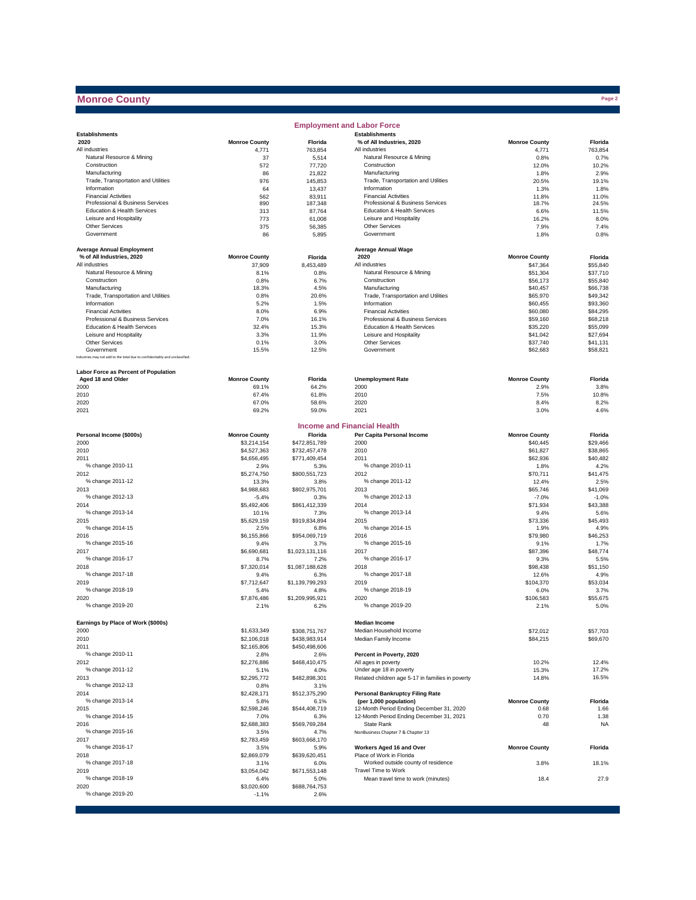# Monroe County

## Employment and Labor Force

| Establishments 2020 | Monroe County | Florida |
|---|---|---|
| All industries | 4,771 | 763,854 |
| Natural Resource & Mining | 37 | 5,514 |
| Construction | 572 | 77,720 |
| Manufacturing | 86 | 21,822 |
| Trade, Transportation and Utilities | 976 | 145,853 |
| Information | 64 | 13,437 |
| Financial Activities | 562 | 83,911 |
| Professional & Business Services | 890 | 187,348 |
| Education & Health Services | 313 | 87,764 |
| Leisure and Hospitality | 773 | 61,008 |
| Other Services | 375 | 56,385 |
| Government | 86 | 5,895 |

| Establishments % of All Industries, 2020 | Monroe County | Florida |
|---|---|---|
| All industries | 4,771 | 763,854 |
| Natural Resource & Mining | 0.8% | 0.7% |
| Construction | 12.0% | 10.2% |
| Manufacturing | 1.8% | 2.9% |
| Trade, Transportation and Utilities | 20.5% | 19.1% |
| Information | 1.3% | 1.8% |
| Financial Activities | 11.8% | 11.0% |
| Professional & Business Services | 18.7% | 24.5% |
| Education & Health Services | 6.6% | 11.5% |
| Leisure and Hospitality | 16.2% | 8.0% |
| Other Services | 7.9% | 7.4% |
| Government | 1.8% | 0.8% |

| Average Annual Employment % of All Industries, 2020 | Monroe County | Florida |
|---|---|---|
| All industries | 37,909 | 8,453,489 |
| Natural Resource & Mining | 8.1% | 0.8% |
| Construction | 0.8% | 6.7% |
| Manufacturing | 18.3% | 4.5% |
| Trade, Transportation and Utilities | 0.8% | 20.6% |
| Information | 5.2% | 1.5% |
| Financial Activities | 8.0% | 6.9% |
| Professional & Business Services | 7.0% | 16.1% |
| Education & Health Services | 32.4% | 15.3% |
| Leisure and Hospitality | 3.3% | 11.9% |
| Other Services | 0.1% | 3.0% |
| Government | 15.5% | 12.5% |

Industries may not add to the total due to confidentiality and unclassified.

| Average Annual Wage 2020 | Monroe County | Florida |
|---|---|---|
| All industries | $47,364 | $55,840 |
| Natural Resource & Mining | $51,304 | $37,710 |
| Construction | $56,173 | $55,840 |
| Manufacturing | $40,457 | $66,738 |
| Trade, Transportation and Utilities | $65,970 | $49,342 |
| Information | $60,455 | $93,360 |
| Financial Activities | $60,080 | $84,295 |
| Professional & Business Services | $59,160 | $68,218 |
| Education & Health Services | $35,220 | $55,099 |
| Leisure and Hospitality | $41,042 | $27,694 |
| Other Services | $37,740 | $41,131 |
| Government | $62,683 | $58,821 |

| Labor Force as Percent of Population Aged 18 and Older | Monroe County | Florida |
|---|---|---|
| 2000 | 69.1% | 64.2% |
| 2010 | 67.4% | 61.8% |
| 2020 | 67.0% | 58.6% |
| 2021 | 69.2% | 59.0% |

| Unemployment Rate | Monroe County | Florida |
|---|---|---|
| 2000 | 2.9% | 3.8% |
| 2010 | 7.5% | 10.8% |
| 2020 | 8.4% | 8.2% |
| 2021 | 3.0% | 4.6% |

## Income and Financial Health

| Personal Income ($000s) | Monroe County | Florida |
|---|---|---|
| 2000 | $3,214,154 | $472,851,789 |
| 2010 | $4,527,363 | $732,457,478 |
| 2011 | $4,656,495 | $771,409,454 |
| % change 2010-11 | 2.9% | 5.3% |
| 2012 | $5,274,750 | $800,551,723 |
| % change 2011-12 | 13.3% | 3.8% |
| 2013 | $4,988,683 | $802,975,701 |
| % change 2012-13 | -5.4% | 0.3% |
| 2014 | $5,492,406 | $861,412,339 |
| % change 2013-14 | 10.1% | 7.3% |
| 2015 | $5,629,159 | $919,834,894 |
| % change 2014-15 | 2.5% | 6.8% |
| 2016 | $6,155,866 | $954,069,719 |
| % change 2015-16 | 9.4% | 3.7% |
| 2017 | $6,690,681 | $1,023,131,116 |
| % change 2016-17 | 8.7% | 7.2% |
| 2018 | $7,320,014 | $1,087,188,628 |
| % change 2017-18 | 9.4% | 6.3% |
| 2019 | $7,712,647 | $1,139,799,293 |
| % change 2018-19 | 5.4% | 4.8% |
| 2020 | $7,876,486 | $1,209,995,921 |
| % change 2019-20 | 2.1% | 6.2% |

| Per Capita Personal Income | Monroe County | Florida |
|---|---|---|
| 2000 | $40,445 | $29,466 |
| 2010 | $61,827 | $38,865 |
| 2011 | $62,936 | $40,482 |
| % change 2010-11 | 1.8% | 4.2% |
| 2012 | $70,711 | $41,475 |
| % change 2011-12 | 12.4% | 2.5% |
| 2013 | $65,746 | $41,069 |
| % change 2012-13 | -7.0% | -1.0% |
| 2014 | $71,934 | $43,388 |
| % change 2013-14 | 9.4% | 5.6% |
| 2015 | $73,336 | $45,493 |
| % change 2014-15 | 1.9% | 4.9% |
| 2016 | $79,980 | $46,253 |
| % change 2015-16 | 9.1% | 1.7% |
| 2017 | $87,396 | $48,774 |
| % change 2016-17 | 9.3% | 5.5% |
| 2018 | $98,438 | $51,150 |
| % change 2017-18 | 12.6% | 4.9% |
| 2019 | $104,370 | $53,034 |
| % change 2018-19 | 6.0% | 3.7% |
| 2020 | $106,583 | $55,675 |
| % change 2019-20 | 2.1% | 5.0% |

| Earnings by Place of Work ($000s) | Monroe County | Florida |
|---|---|---|
| 2000 | $1,633,349 | $308,751,767 |
| 2010 | $2,106,018 | $438,983,914 |
| 2011 | $2,165,806 | $450,498,606 |
| % change 2010-11 | 2.8% | 2.6% |
| 2012 | $2,276,886 | $468,410,475 |
| % change 2011-12 | 5.1% | 4.0% |
| 2013 | $2,295,772 | $482,898,301 |
| % change 2012-13 | 0.8% | 3.1% |
| 2014 | $2,428,171 | $512,375,290 |
| % change 2013-14 | 5.8% | 6.1% |
| 2015 | $2,598,246 | $544,408,719 |
| % change 2014-15 | 7.0% | 6.3% |
| 2016 | $2,688,383 | $569,769,284 |
| % change 2015-16 | 3.5% | 4.7% |
| 2017 | $2,783,459 | $603,668,170 |
| % change 2016-17 | 3.5% | 5.9% |
| 2018 | $2,869,079 | $639,620,451 |
| % change 2017-18 | 3.1% | 6.0% |
| 2019 | $3,054,042 | $671,553,148 |
| % change 2018-19 | 6.4% | 5.0% |
| 2020 | $3,020,600 | $688,764,753 |
| % change 2019-20 | -1.1% | 2.6% |

| Median Income | Monroe County | Florida |
|---|---|---|
| Median Household Income | $72,012 | $57,703 |
| Median Family Income | $84,215 | $69,670 |

| Percent in Poverty, 2020 | Monroe County | Florida |
|---|---|---|
| All ages in poverty | 10.2% | 12.4% |
| Under age 18 in poverty | 15.3% | 17.2% |
| Related children age 5-17 in families in poverty | 14.8% | 16.5% |

| Personal Bankruptcy Filing Rate (per 1,000 population) | Monroe County | Florida |
|---|---|---|
| 12-Month Period Ending December 31, 2020 | 0.68 | 1.66 |
| 12-Month Period Ending December 31, 2021 | 0.70 | 1.38 |
| State Rank | 48 | NA |

NonBusiness Chapter 7 & Chapter 13

| Workers Aged 16 and Over | Monroe County | Florida |
|---|---|---|
| Place of Work in Florida | | |
| Worked outside county of residence | 3.8% | 18.1% |
| Travel Time to Work | | |
| Mean travel time to work (minutes) | 18.4 | 27.9 |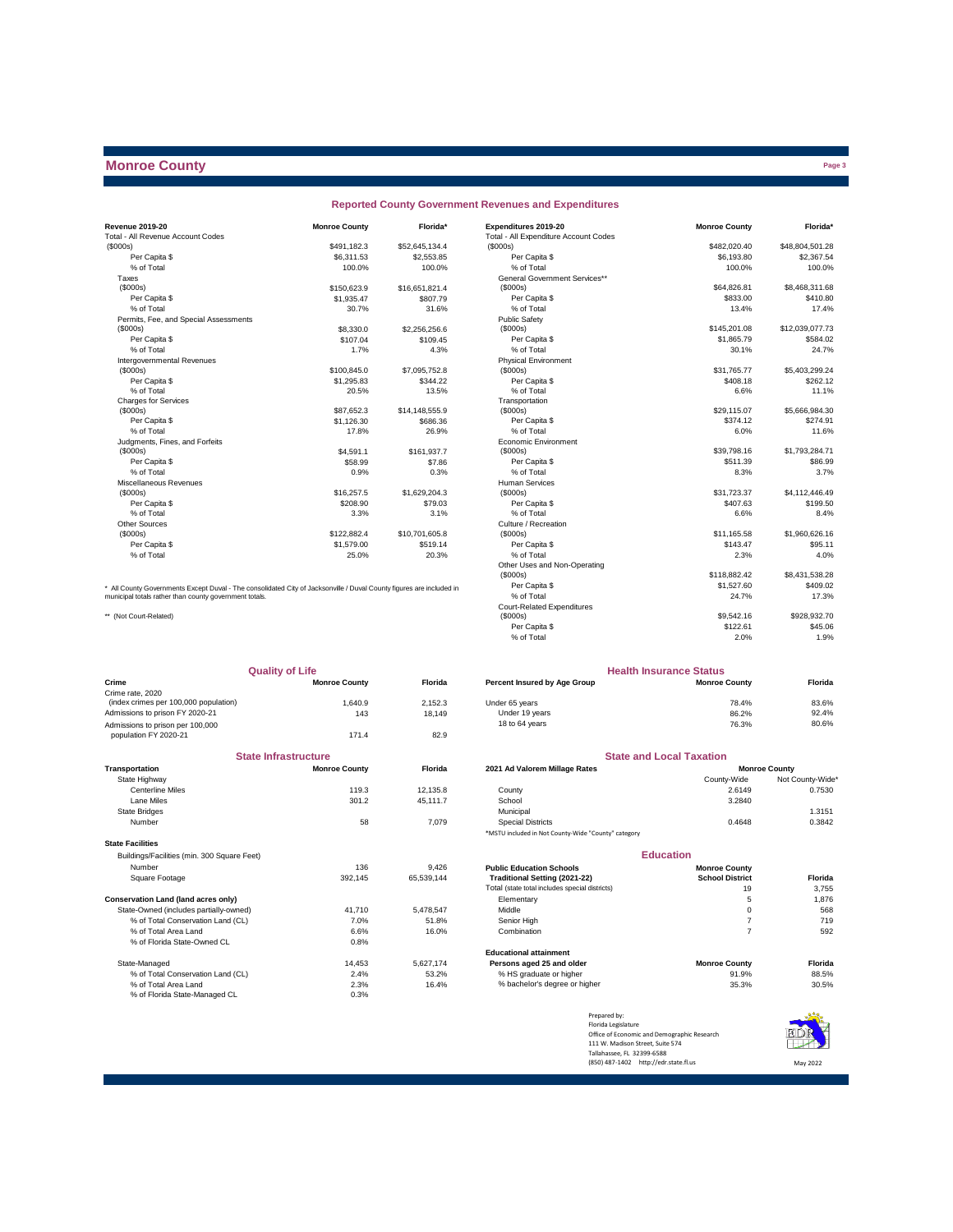# Monroe County

## Reported County Government Revenues and Expenditures

| Revenue 2019-20 | Monroe County | Florida* |
|---|---|---|
| Total - All Revenue Account Codes | | |
| ($000s) | $491,182.3 | $52,645,134.4 |
| Per Capita $ | $6,311.53 | $2,553.85 |
| % of Total | 100.0% | 100.0% |
| Taxes | | |
| ($000s) | $150,623.9 | $16,651,821.4 |
| Per Capita $ | $1,935.47 | $807.79 |
| % of Total | 30.7% | 31.6% |
| Permits, Fee, and Special Assessments | | |
| ($000s) | $8,330.0 | $2,256,256.6 |
| Per Capita $ | $107.04 | $109.45 |
| % of Total | 1.7% | 4.3% |
| Intergovernmental Revenues | | |
| ($000s) | $100,845.0 | $7,095,752.8 |
| Per Capita $ | $1,295.83 | $344.22 |
| % of Total | 20.5% | 13.5% |
| Charges for Services | | |
| ($000s) | $87,652.3 | $14,148,555.9 |
| Per Capita $ | $1,126.30 | $686.36 |
| % of Total | 17.8% | 26.9% |
| Judgments, Fines, and Forfeits | | |
| ($000s) | $4,591.1 | $161,937.7 |
| Per Capita $ | $58.99 | $7.86 |
| % of Total | 0.9% | 0.3% |
| Miscellaneous Revenues | | |
| ($000s) | $16,257.5 | $1,629,204.3 |
| Per Capita $ | $208.90 | $79.03 |
| % of Total | 3.3% | 3.1% |
| Other Sources | | |
| ($000s) | $122,882.4 | $10,701,605.8 |
| Per Capita $ | $1,579.00 | $519.14 |
| % of Total | 25.0% | 20.3% |

* All County Governments Except Duval - The consolidated City of Jacksonville / Duval County figures are included in municipal totals rather than county government totals.

** (Not Court-Related)

| Expenditures 2019-20 | Monroe County | Florida* |
|---|---|---|
| Total - All Expenditure Account Codes | | |
| ($000s) | $482,020.40 | $48,804,501.28 |
| Per Capita $ | $6,193.80 | $2,367.54 |
| % of Total | 100.0% | 100.0% |
| General Government Services** | | |
| ($000s) | $64,826.81 | $8,468,311.68 |
| Per Capita $ | $833.00 | $410.80 |
| % of Total | 13.4% | 17.4% |
| Public Safety | | |
| ($000s) | $145,201.08 | $12,039,077.73 |
| Per Capita $ | $1,865.79 | $584.02 |
| % of Total | 30.1% | 24.7% |
| Physical Environment | | |
| ($000s) | $31,765.77 | $5,403,299.24 |
| Per Capita $ | $408.18 | $262.12 |
| % of Total | 6.6% | 11.1% |
| Transportation | | |
| ($000s) | $29,115.07 | $5,666,984.30 |
| Per Capita $ | $374.12 | $274.91 |
| % of Total | 6.0% | 11.6% |
| Economic Environment | | |
| ($000s) | $39,798.16 | $1,793,284.71 |
| Per Capita $ | $511.39 | $86.99 |
| % of Total | 8.3% | 3.7% |
| Human Services | | |
| ($000s) | $31,723.37 | $4,112,446.49 |
| Per Capita $ | $407.63 | $199.50 |
| % of Total | 6.6% | 8.4% |
| Culture / Recreation | | |
| ($000s) | $11,165.58 | $1,960,626.16 |
| Per Capita $ | $143.47 | $95.11 |
| % of Total | 2.3% | 4.0% |
| Other Uses and Non-Operating | | |
| ($000s) | $118,882.42 | $8,431,538.28 |
| Per Capita $ | $1,527.60 | $409.02 |
| % of Total | 24.7% | 17.3% |
| Court-Related Expenditures | | |
| ($000s) | $9,542.16 | $928,932.70 |
| Per Capita $ | $122.61 | $45.06 |
| % of Total | 2.0% | 1.9% |

## Quality of Life

| Crime | Monroe County | Florida |
|---|---|---|
| Crime rate, 2020 (index crimes per 100,000 population) | 1,640.9 | 2,152.3 |
| Admissions to prison FY 2020-21 | 143 | 18,149 |
| Admissions to prison per 100,000 population FY 2020-21 | 171.4 | 82.9 |

## Health Insurance Status

| Percent Insured by Age Group | Monroe County | Florida |
|---|---|---|
| Under 65 years | 78.4% | 83.6% |
| Under 19 years | 86.2% | 92.4% |
| 18 to 64 years | 76.3% | 80.6% |

## State Infrastructure

| Transportation | Monroe County | Florida |
|---|---|---|
| State Highway | | |
| Centerline Miles | 119.3 | 12,135.8 |
| Lane Miles | 301.2 | 45,111.7 |
| State Bridges | | |
| Number | 58 | 7,079 |

| State Facilities | Monroe County | Florida |
|---|---|---|
| Buildings/Facilities (min. 300 Square Feet) | | |
| Number | 136 | 9,426 |
| Square Footage | 392,145 | 65,539,144 |

| Conservation Land (land acres only) | Monroe County | Florida |
|---|---|---|
| State-Owned (includes partially-owned) | 41,710 | 5,478,547 |
| % of Total Conservation Land (CL) | 7.0% | 51.8% |
| % of Total Area Land | 6.6% | 16.0% |
| % of Florida State-Owned CL | 0.8% | |
| State-Managed | 14,453 | 5,627,174 |
| % of Total Conservation Land (CL) | 2.4% | 53.2% |
| % of Total Area Land | 2.3% | 16.4% |
| % of Florida State-Managed CL | 0.3% | |

## State and Local Taxation

| 2021 Ad Valorem Millage Rates | Monroe County County-Wide | Monroe County Not County-Wide* |
|---|---|---|
| County | 2.6149 | 0.7530 |
| School | 3.2840 | |
| Municipal | | 1.3151 |
| Special Districts | 0.4648 | 0.3842 |

*MSTU included in Not County-Wide "County" category

## Education

| Public Education Schools Traditional Setting (2021-22) | Monroe County School District | Florida |
|---|---|---|
| Total (state total includes special districts) | 19 | 3,755 |
| Elementary | 5 | 1,876 |
| Middle | 0 | 568 |
| Senior High | 7 | 719 |
| Combination | 7 | 592 |

| Educational attainment Persons aged 25 and older | Monroe County | Florida |
|---|---|---|
| % HS graduate or higher | 91.9% | 88.5% |
| % bachelor's degree or higher | 35.3% | 30.5% |

Prepared by:
Florida Legislature
Office of Economic and Demographic Research
111 W. Madison Street, Suite 574
Tallahassee, FL 32399-6588
(850) 487-1402 http://edr.state.fl.us

May 2022